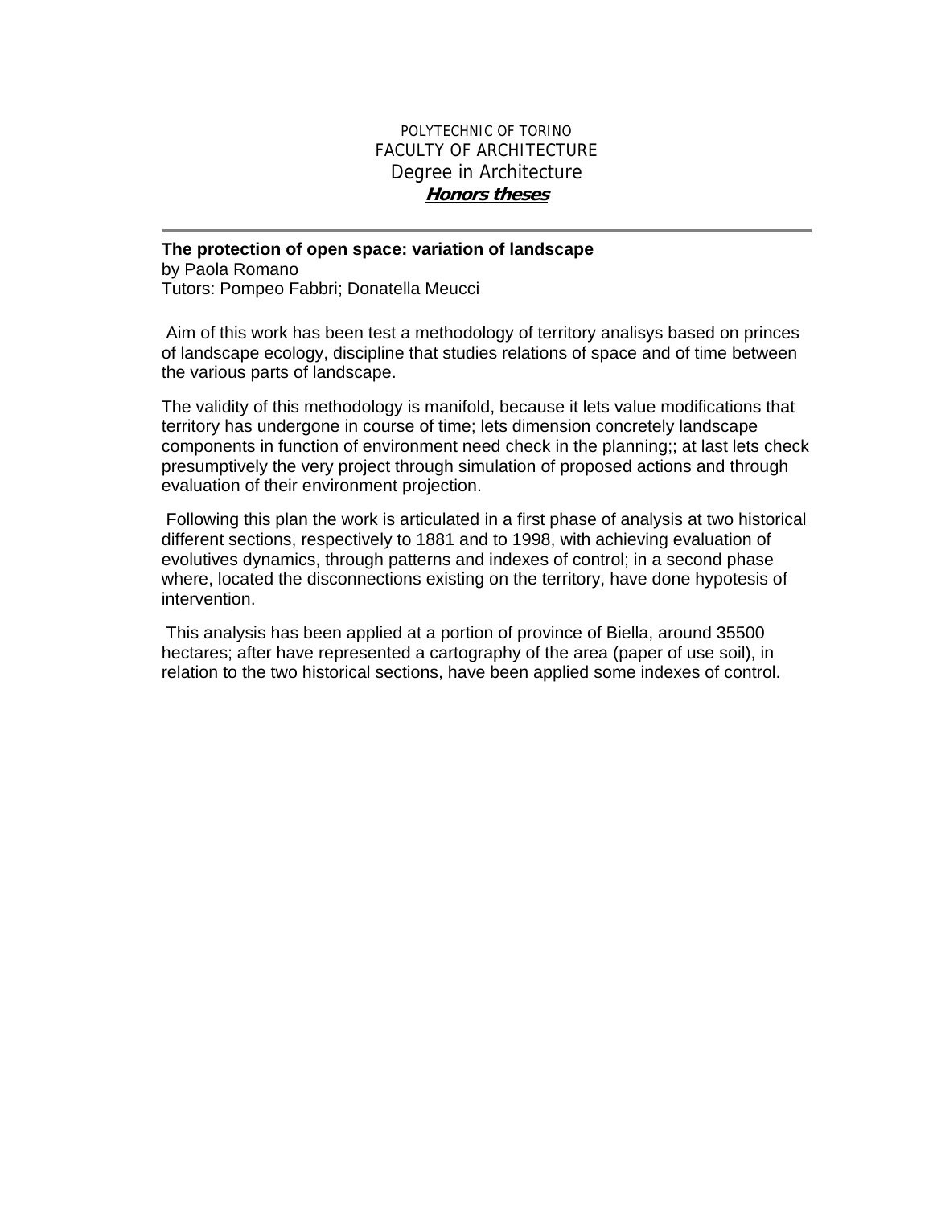POLYTECHNIC OF TORINO
FACULTY OF ARCHITECTURE
Degree in Architecture
***Honors theses***

---

**The protection of open space: variation of landscape**
by Paola Romano
Tutors: Pompeo Fabbri; Donatella Meucci

Aim of this work has been test a methodology of territory analisys based on princes of landscape ecology, discipline that studies relations of space and of time between the various parts of landscape.

The validity of this methodology is manifold, because it lets value modifications that territory has undergone in course of time; lets dimension concretely landscape components in function of environment need check in the planning;; at last lets check presumptively the very project through simulation of proposed actions and through evaluation of their environment projection.

Following this plan the work is articulated in a first phase of analysis at two historical different sections, respectively to 1881 and to 1998, with achieving evaluation of evolutives dynamics, through patterns and indexes of control; in a second phase where, located the disconnections existing on the territory, have done hypotesis of intervention.

This analysis has been applied at a portion of province of Biella, around 35500 hectares; after have represented a cartography of the area (paper of use soil), in relation to the two historical sections, have been applied some indexes of control.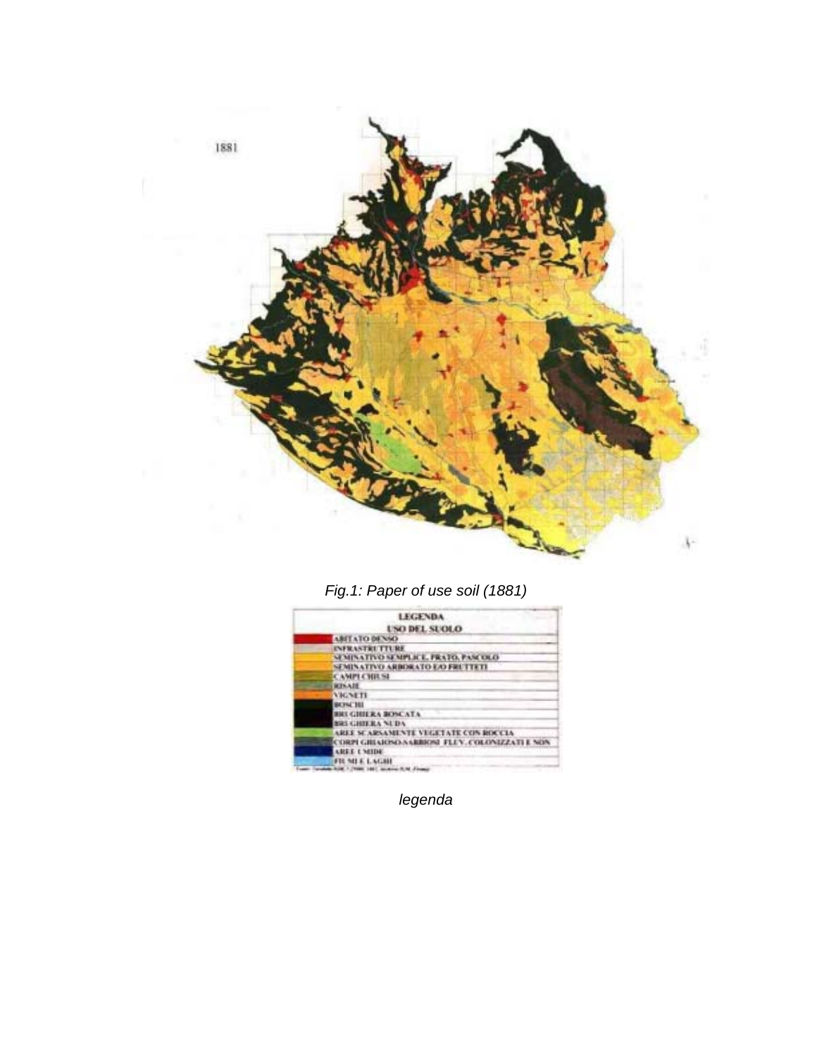1881

*Fig.1: Paper of use soil (1881)*

| LEGENDA |
| --- |
| USO DEL SUOLO |
| ABITATO DENSO |
| INFRASTRUTTURE |
| SEMINATIVO SEMPLICE, PRATO, PASCOLO |
| SEMINATIVO ARBORATO E/O FRUTTETI |
| CAMPI CHIUSI |
| RISAIE |
| VIGNETI |
| BOSCHI |
| BRUGHIERA BOSCATA |
| BRUGHIERA NUDA |
| AREE SCARSAMENTE VEGETATE CON ROCCIA |
| CORPI GHIAIOSO-SABBIOSI FLUV. COLONIZZATI E NON |
| AREE UMIDE |
| FIUMI E LAGHI |

*legenda*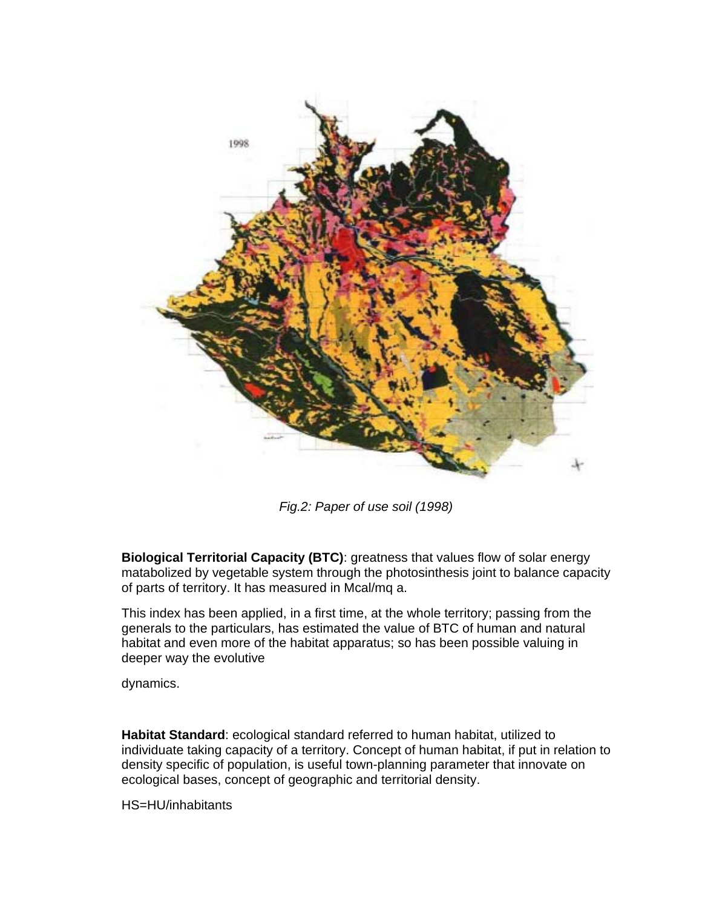*Fig.2: Paper of use soil (1998)*

**Biological Territorial Capacity (BTC)**: greatness that values flow of solar energy matabolized by vegetable system through the photosinthesis joint to balance capacity of parts of territory. It has measured in Mcal/mq a.

This index has been applied, in a first time, at the whole territory; passing from the generals to the particulars, has estimated the value of BTC of human and natural habitat and even more of the habitat apparatus; so has been possible valuing in deeper way the evolutive

dynamics.

**Habitat Standard**: ecological standard referred to human habitat, utilized to individuate taking capacity of a territory. Concept of human habitat, if put in relation to density specific of population, is useful town-planning parameter that innovate on ecological bases, concept of geographic and territorial density.

HS=HU/inhabitants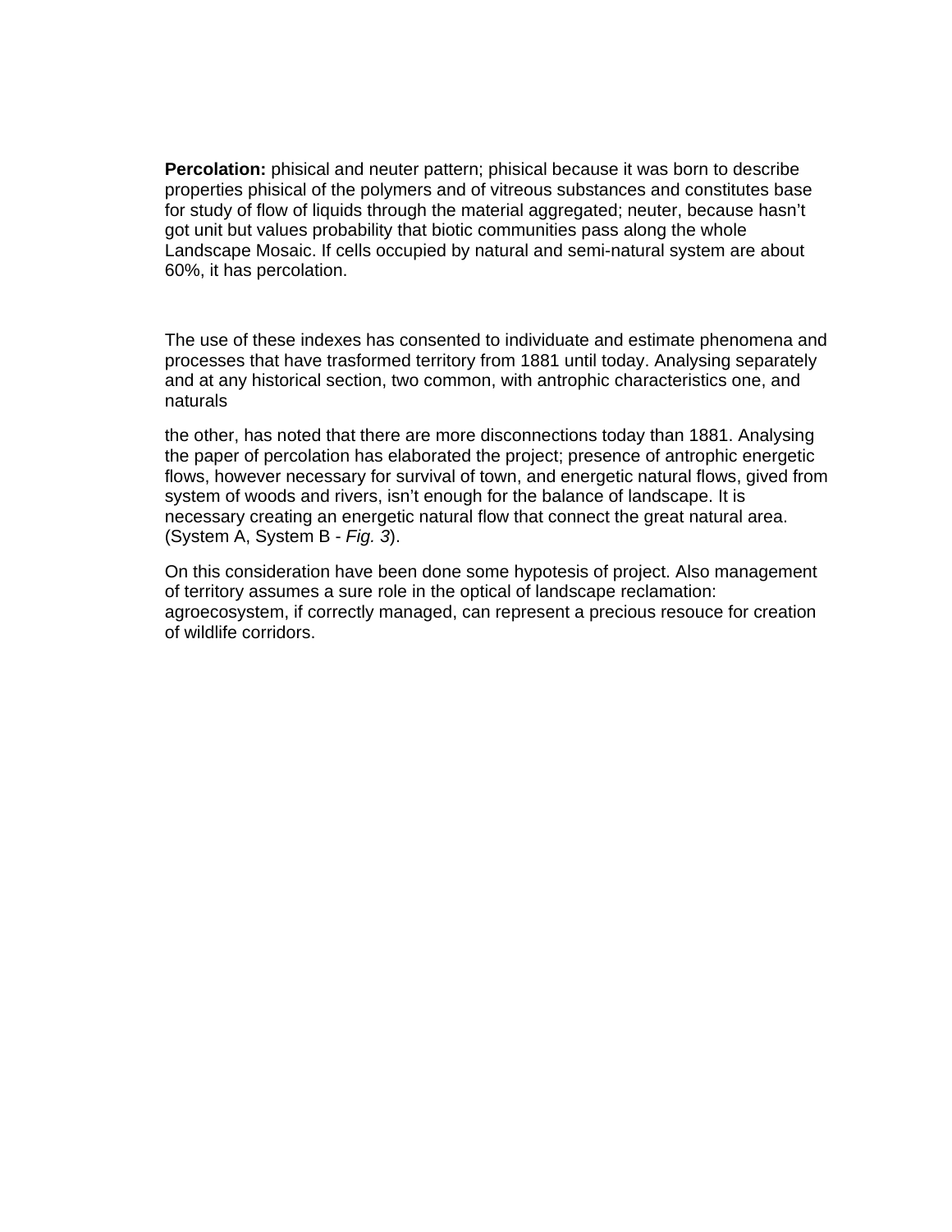**Percolation:** phisical and neuter pattern; phisical because it was born to describe properties phisical of the polymers and of vitreous substances and constitutes base for study of flow of liquids through the material aggregated; neuter, because hasn't got unit but values probability that biotic communities pass along the whole Landscape Mosaic. If cells occupied by natural and semi-natural system are about 60%, it has percolation.

The use of these indexes has consented to individuate and estimate phenomena and processes that have trasformed territory from 1881 until today. Analysing separately and at any historical section, two common, with antrophic characteristics one, and naturals

the other, has noted that there are more disconnections today than 1881. Analysing the paper of percolation has elaborated the project; presence of antrophic energetic flows, however necessary for survival of town, and energetic natural flows, gived from system of woods and rivers, isn't enough for the balance of landscape. It is necessary creating an energetic natural flow that connect the great natural area. (System A, System B - *Fig. 3*).

On this consideration have been done some hypotesis of project. Also management of territory assumes a sure role in the optical of landscape reclamation: agroecosystem, if correctly managed, can represent a precious resouce for creation of wildlife corridors.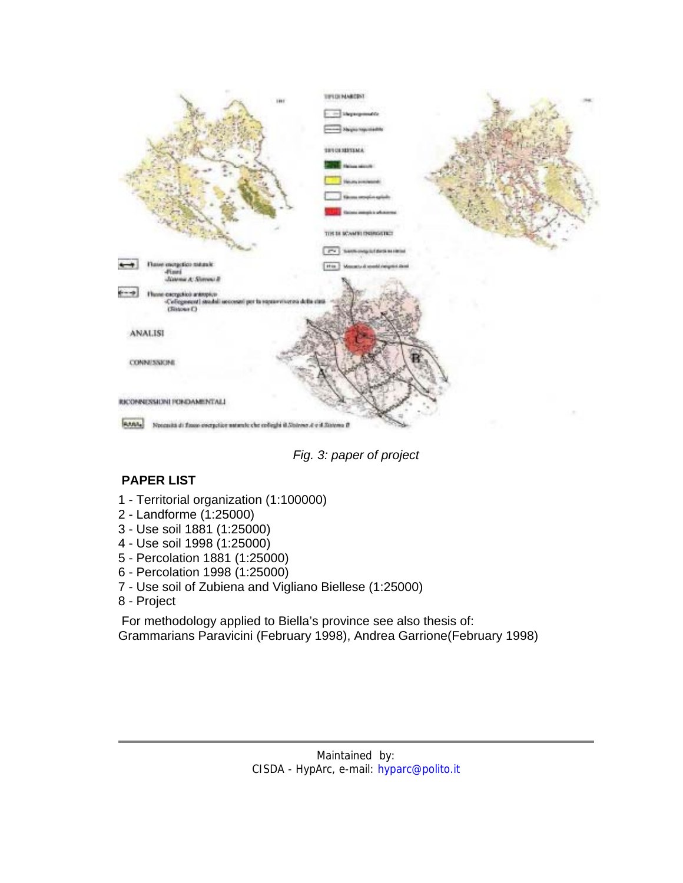*Fig. 3: paper of project*

**PAPER LIST**

1 - Territorial organization (1:100000)
2 - Landforme (1:25000)
3 - Use soil 1881 (1:25000)
4 - Use soil 1998 (1:25000)
5 - Percolation 1881 (1:25000)
6 - Percolation 1998 (1:25000)
7 - Use soil of Zubiena and Vigliano Biellese (1:25000)
8 - Project

For methodology applied to Biella's province see also thesis of:
Grammarians Paravicini (February 1998), Andrea Garrione(February 1998)

---

Maintained by:
CISDA - HypArc, e-mail: hyparc@polito.it